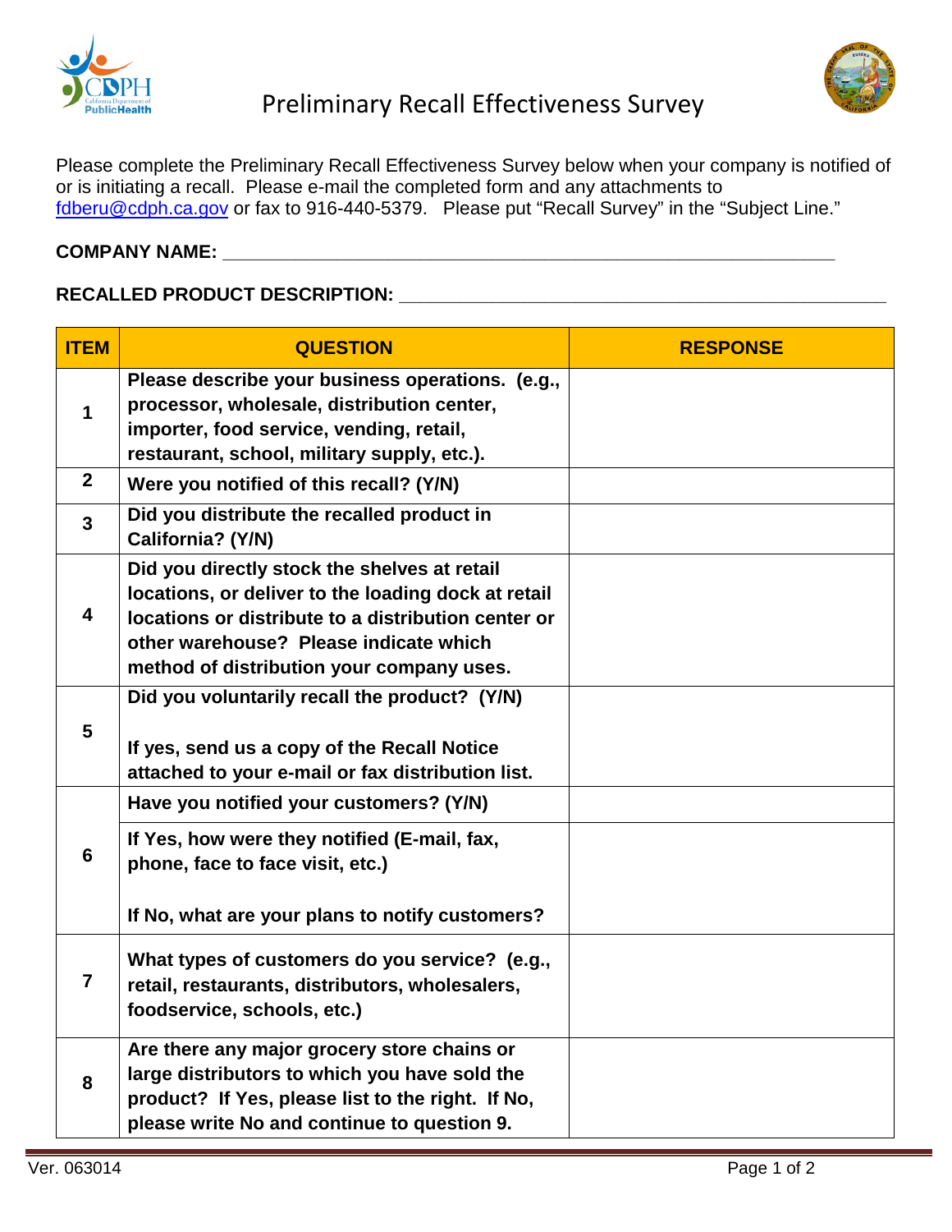# Preliminary Recall Effectiveness Survey

Please complete the Preliminary Recall Effectiveness Survey below when your company is notified of or is initiating a recall. Please e-mail the completed form and any attachments to fdberu@cdph.ca.gov or fax to 916-440-5379. Please put "Recall Survey" in the "Subject Line."

**COMPANY NAME:** ___________________________________________________________

**RECALLED PRODUCT DESCRIPTION:** ________________________________________________

| ITEM | QUESTION | RESPONSE |
|---|---|---|
| 1 | **Please describe your business operations. (e.g., processor, wholesale, distribution center, importer, food service, vending, retail, restaurant, school, military supply, etc.).** | |
| 2 | **Were you notified of this recall? (Y/N)** | |
| 3 | **Did you distribute the recalled product in California? (Y/N)** | |
| 4 | **Did you directly stock the shelves at retail locations, or deliver to the loading dock at retail locations or distribute to a distribution center or other warehouse? Please indicate which method of distribution your company uses.** | |
| 5 | **Did you voluntarily recall the product? (Y/N)**<br><br>**If yes, send us a copy of the Recall Notice attached to your e-mail or fax distribution list.** | |
| 6 | **Have you notified your customers? (Y/N)** | |
| | **If Yes, how were they notified (E-mail, fax, phone, face to face visit, etc.)**<br><br>**If No, what are your plans to notify customers?** | |
| 7 | **What types of customers do you service? (e.g., retail, restaurants, distributors, wholesalers, foodservice, schools, etc.)** | |
| 8 | **Are there any major grocery store chains or large distributors to which you have sold the product? If Yes, please list to the right. If No, please write No and continue to question 9.** | |

Ver. 063014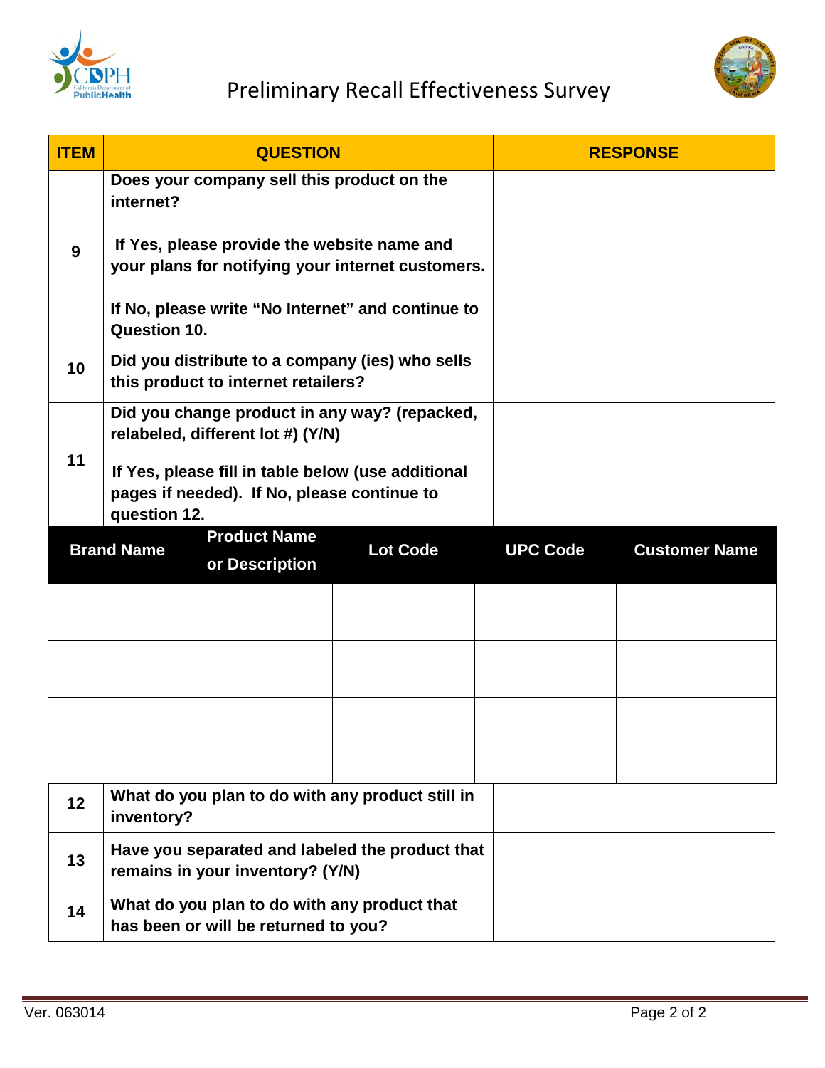# Preliminary Recall Effectiveness Survey

| ITEM | QUESTION | RESPONSE |
|---|---|---|
| 9 | **Does your company sell this product on the internet?**<br><br>**If Yes, please provide the website name and your plans for notifying your internet customers.**<br><br>**If No, please write "No Internet" and continue to Question 10.** | |
| 10 | **Did you distribute to a company (ies) who sells this product to internet retailers?** | |
| 11 | **Did you change product in any way? (repacked, relabeled, different lot #) (Y/N)**<br><br>**If Yes, please fill in table below (use additional pages if needed). If No, please continue to question 12.** | |

| Brand Name | Product Name or Description | Lot Code | UPC Code | Customer Name |
|---|---|---|---|---|
| | | | | |
| | | | | |
| | | | | |
| | | | | |
| | | | | |
| | | | | |
| | | | | |

| ITEM | QUESTION | RESPONSE |
|---|---|---|
| 12 | **What do you plan to do with any product still in inventory?** | |
| 13 | **Have you separated and labeled the product that remains in your inventory? (Y/N)** | |
| 14 | **What do you plan to do with any product that has been or will be returned to you?** | |

Ver. 063014